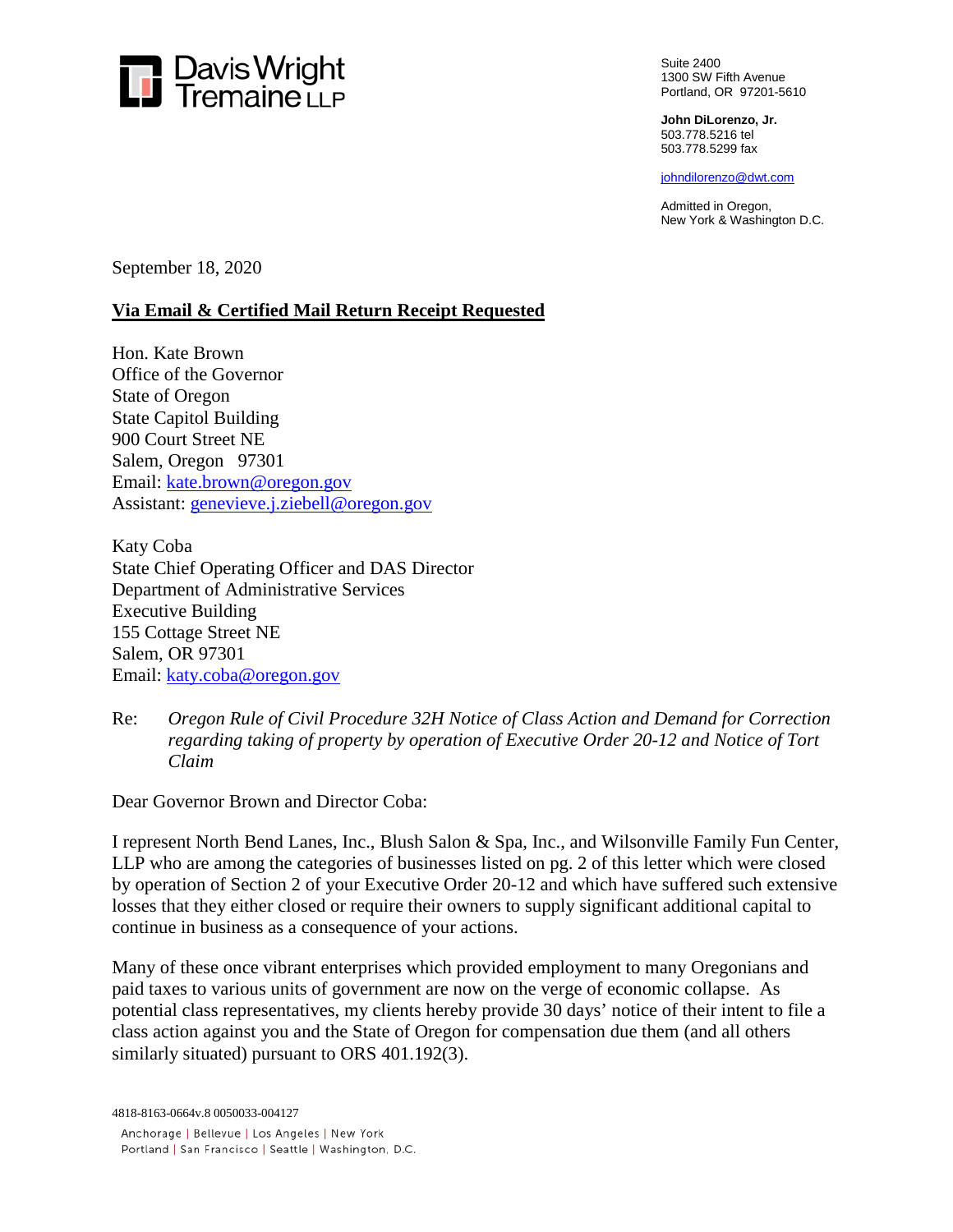Davis Wright Tremaine LLP

Suite 2400
1300 SW Fifth Avenue
Portland, OR 97201-5610

**John DiLorenzo, Jr.**
503.778.5216 tel
503.778.5299 fax

johndilorenzo@dwt.com

Admitted in Oregon,
New York & Washington D.C.

September 18, 2020

**Via Email & Certified Mail Return Receipt Requested**

Hon. Kate Brown
Office of the Governor
State of Oregon
State Capitol Building
900 Court Street NE
Salem, Oregon 97301
Email: kate.brown@oregon.gov
Assistant: genevieve.j.ziebell@oregon.gov

Katy Coba
State Chief Operating Officer and DAS Director
Department of Administrative Services
Executive Building
155 Cottage Street NE
Salem, OR 97301
Email: katy.coba@oregon.gov

Re: *Oregon Rule of Civil Procedure 32H Notice of Class Action and Demand for Correction regarding taking of property by operation of Executive Order 20-12 and Notice of Tort Claim*

Dear Governor Brown and Director Coba:

I represent North Bend Lanes, Inc., Blush Salon & Spa, Inc., and Wilsonville Family Fun Center, LLP who are among the categories of businesses listed on pg. 2 of this letter which were closed by operation of Section 2 of your Executive Order 20-12 and which have suffered such extensive losses that they either closed or require their owners to supply significant additional capital to continue in business as a consequence of your actions.

Many of these once vibrant enterprises which provided employment to many Oregonians and paid taxes to various units of government are now on the verge of economic collapse. As potential class representatives, my clients hereby provide 30 days' notice of their intent to file a class action against you and the State of Oregon for compensation due them (and all others similarly situated) pursuant to ORS 401.192(3).

4818-8163-0664v.8 0050033-004127

Anchorage | Bellevue | Los Angeles | New York
Portland | San Francisco | Seattle | Washington, D.C.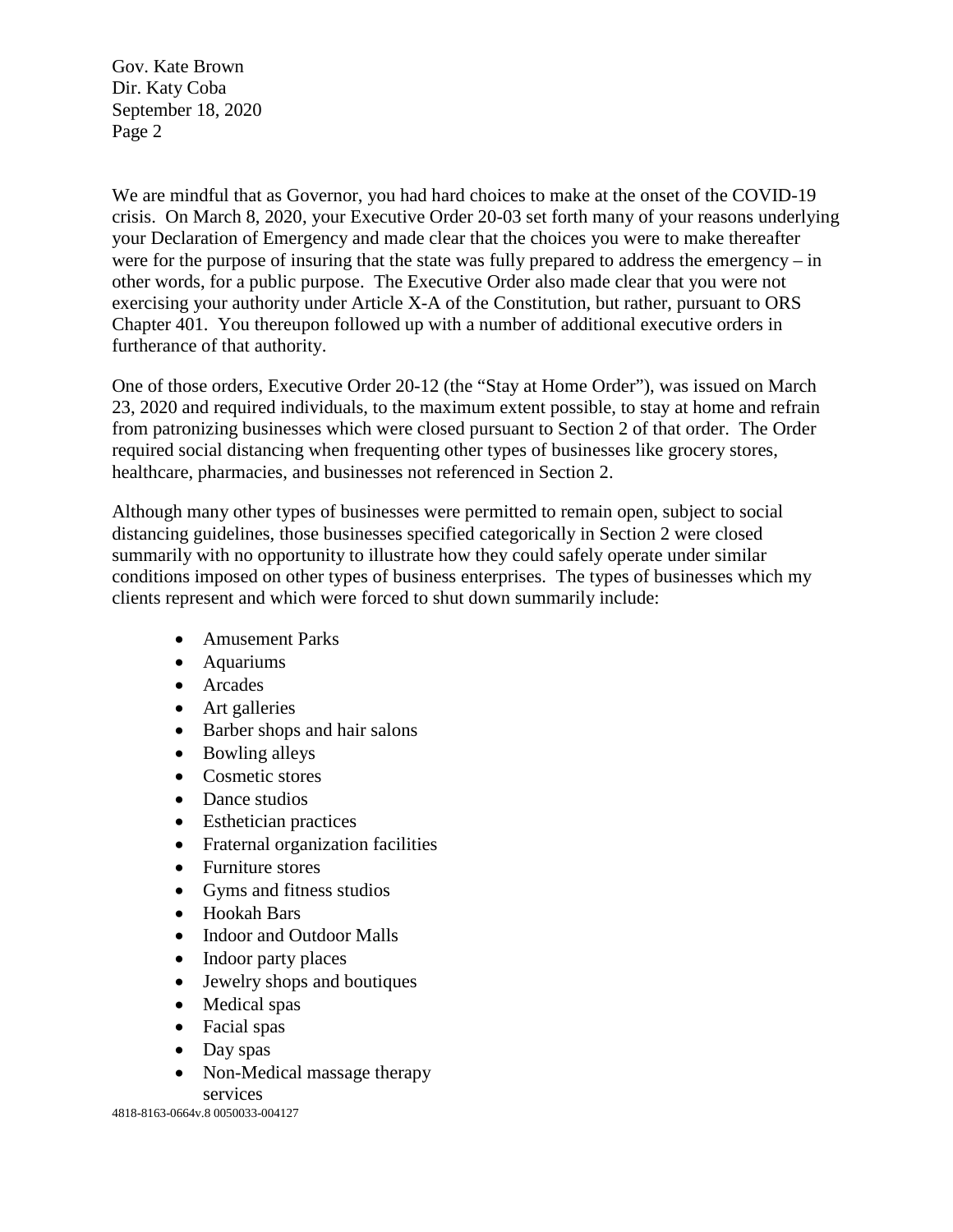We are mindful that as Governor, you had hard choices to make at the onset of the COVID-19 crisis. On March 8, 2020, your Executive Order 20-03 set forth many of your reasons underlying your Declaration of Emergency and made clear that the choices you were to make thereafter were for the purpose of insuring that the state was fully prepared to address the emergency – in other words, for a public purpose. The Executive Order also made clear that you were not exercising your authority under Article X-A of the Constitution, but rather, pursuant to ORS Chapter 401. You thereupon followed up with a number of additional executive orders in furtherance of that authority.

One of those orders, Executive Order 20-12 (the "Stay at Home Order"), was issued on March 23, 2020 and required individuals, to the maximum extent possible, to stay at home and refrain from patronizing businesses which were closed pursuant to Section 2 of that order. The Order required social distancing when frequenting other types of businesses like grocery stores, healthcare, pharmacies, and businesses not referenced in Section 2.

Although many other types of businesses were permitted to remain open, subject to social distancing guidelines, those businesses specified categorically in Section 2 were closed summarily with no opportunity to illustrate how they could safely operate under similar conditions imposed on other types of business enterprises. The types of businesses which my clients represent and which were forced to shut down summarily include:

- Amusement Parks
- Aquariums
- Arcades
- Art galleries
- Barber shops and hair salons
- Bowling alleys
- Cosmetic stores
- Dance studios
- Esthetician practices
- Fraternal organization facilities
- Furniture stores
- Gyms and fitness studios
- Hookah Bars
- Indoor and Outdoor Malls
- Indoor party places
- Jewelry shops and boutiques
- Medical spas
- Facial spas
- Day spas
- Non-Medical massage therapy services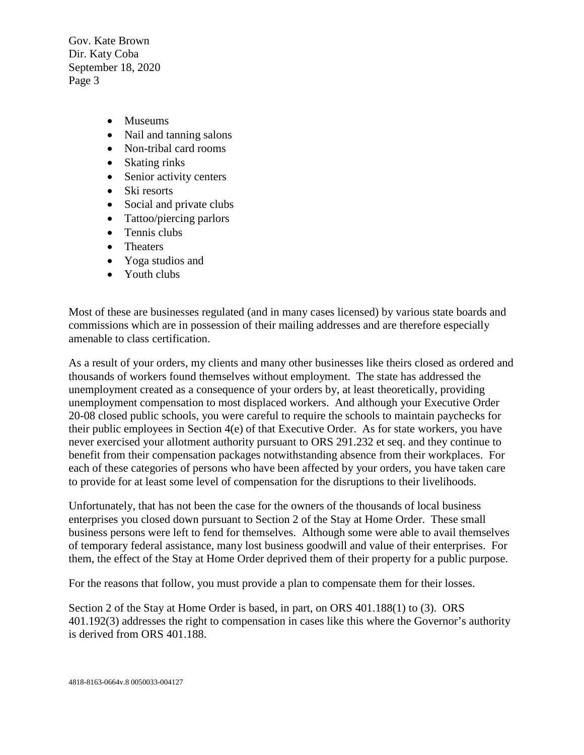- Museums
- Nail and tanning salons
- Non-tribal card rooms
- Skating rinks
- Senior activity centers
- Ski resorts
- Social and private clubs
- Tattoo/piercing parlors
- Tennis clubs
- Theaters
- Yoga studios and
- Youth clubs

Most of these are businesses regulated (and in many cases licensed) by various state boards and commissions which are in possession of their mailing addresses and are therefore especially amenable to class certification.

As a result of your orders, my clients and many other businesses like theirs closed as ordered and thousands of workers found themselves without employment. The state has addressed the unemployment created as a consequence of your orders by, at least theoretically, providing unemployment compensation to most displaced workers. And although your Executive Order 20-08 closed public schools, you were careful to require the schools to maintain paychecks for their public employees in Section 4(e) of that Executive Order. As for state workers, you have never exercised your allotment authority pursuant to ORS 291.232 et seq. and they continue to benefit from their compensation packages notwithstanding absence from their workplaces. For each of these categories of persons who have been affected by your orders, you have taken care to provide for at least some level of compensation for the disruptions to their livelihoods.

Unfortunately, that has not been the case for the owners of the thousands of local business enterprises you closed down pursuant to Section 2 of the Stay at Home Order. These small business persons were left to fend for themselves. Although some were able to avail themselves of temporary federal assistance, many lost business goodwill and value of their enterprises. For them, the effect of the Stay at Home Order deprived them of their property for a public purpose.

For the reasons that follow, you must provide a plan to compensate them for their losses.

Section 2 of the Stay at Home Order is based, in part, on ORS 401.188(1) to (3). ORS 401.192(3) addresses the right to compensation in cases like this where the Governor's authority is derived from ORS 401.188.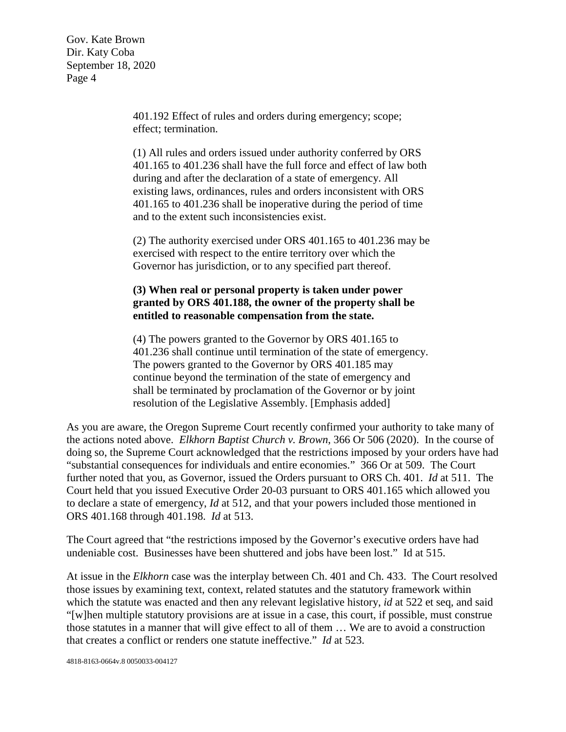> 401.192 Effect of rules and orders during emergency; scope; effect; termination.
>
> (1) All rules and orders issued under authority conferred by ORS 401.165 to 401.236 shall have the full force and effect of law both during and after the declaration of a state of emergency. All existing laws, ordinances, rules and orders inconsistent with ORS 401.165 to 401.236 shall be inoperative during the period of time and to the extent such inconsistencies exist.
>
> (2) The authority exercised under ORS 401.165 to 401.236 may be exercised with respect to the entire territory over which the Governor has jurisdiction, or to any specified part thereof.
>
> **(3) When real or personal property is taken under power granted by ORS 401.188, the owner of the property shall be entitled to reasonable compensation from the state.**
>
> (4) The powers granted to the Governor by ORS 401.165 to 401.236 shall continue until termination of the state of emergency. The powers granted to the Governor by ORS 401.185 may continue beyond the termination of the state of emergency and shall be terminated by proclamation of the Governor or by joint resolution of the Legislative Assembly. [Emphasis added]

As you are aware, the Oregon Supreme Court recently confirmed your authority to take many of the actions noted above. *Elkhorn Baptist Church v. Brown*, 366 Or 506 (2020). In the course of doing so, the Supreme Court acknowledged that the restrictions imposed by your orders have had "substantial consequences for individuals and entire economies." 366 Or at 509. The Court further noted that you, as Governor, issued the Orders pursuant to ORS Ch. 401. *Id* at 511. The Court held that you issued Executive Order 20-03 pursuant to ORS 401.165 which allowed you to declare a state of emergency, *Id* at 512, and that your powers included those mentioned in ORS 401.168 through 401.198. *Id* at 513.

The Court agreed that "the restrictions imposed by the Governor's executive orders have had undeniable cost. Businesses have been shuttered and jobs have been lost." Id at 515.

At issue in the *Elkhorn* case was the interplay between Ch. 401 and Ch. 433. The Court resolved those issues by examining text, context, related statutes and the statutory framework within which the statute was enacted and then any relevant legislative history, *id* at 522 et seq, and said "[w]hen multiple statutory provisions are at issue in a case, this court, if possible, must construe those statutes in a manner that will give effect to all of them … We are to avoid a construction that creates a conflict or renders one statute ineffective." *Id* at 523.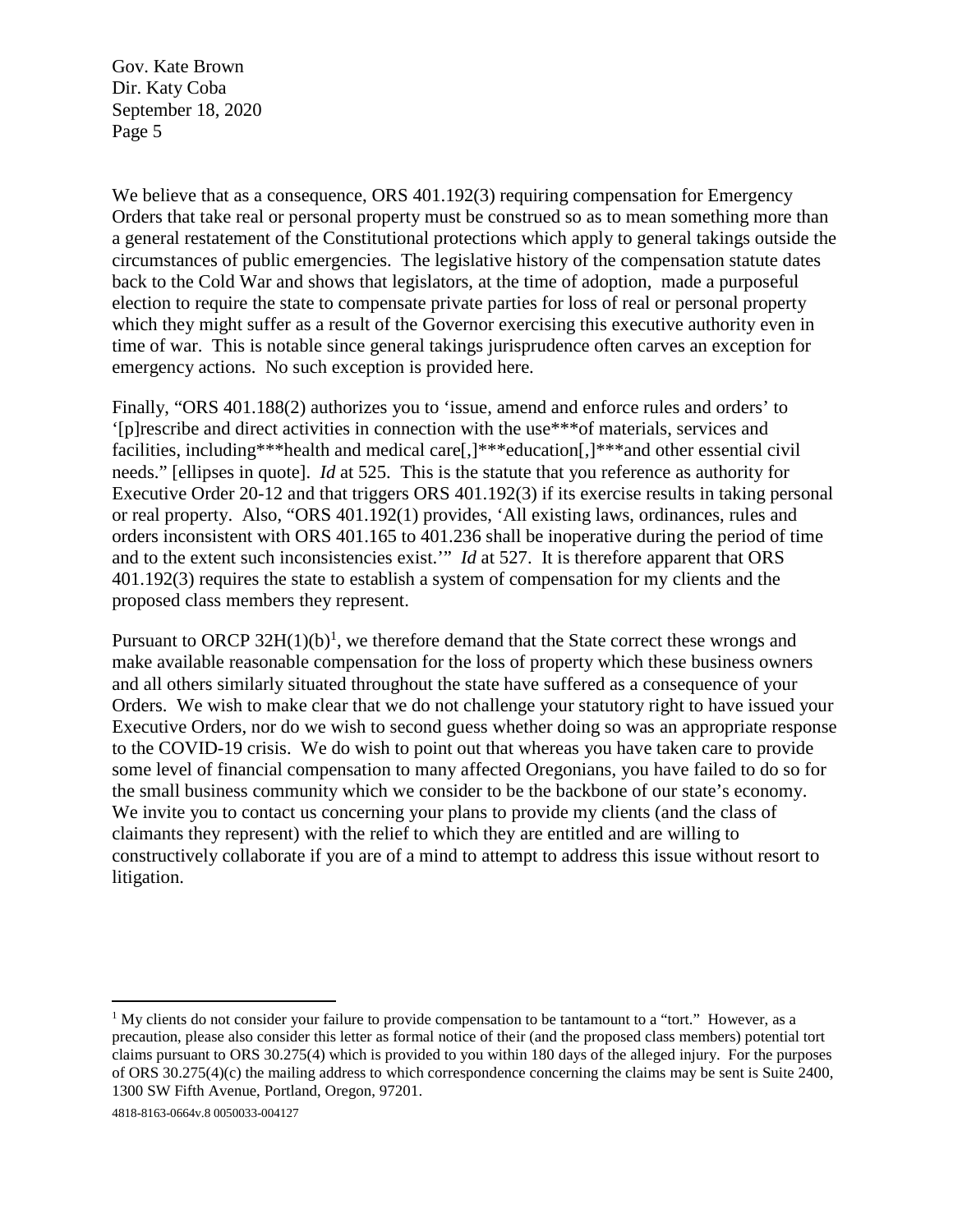We believe that as a consequence, ORS 401.192(3) requiring compensation for Emergency Orders that take real or personal property must be construed so as to mean something more than a general restatement of the Constitutional protections which apply to general takings outside the circumstances of public emergencies. The legislative history of the compensation statute dates back to the Cold War and shows that legislators, at the time of adoption, made a purposeful election to require the state to compensate private parties for loss of real or personal property which they might suffer as a result of the Governor exercising this executive authority even in time of war. This is notable since general takings jurisprudence often carves an exception for emergency actions. No such exception is provided here.

Finally, "ORS 401.188(2) authorizes you to 'issue, amend and enforce rules and orders' to '[p]rescribe and direct activities in connection with the use***of materials, services and facilities, including***health and medical care[,]***education[,]***and other essential civil needs." [ellipses in quote]. *Id* at 525. This is the statute that you reference as authority for Executive Order 20-12 and that triggers ORS 401.192(3) if its exercise results in taking personal or real property. Also, "ORS 401.192(1) provides, 'All existing laws, ordinances, rules and orders inconsistent with ORS 401.165 to 401.236 shall be inoperative during the period of time and to the extent such inconsistencies exist.'" *Id* at 527. It is therefore apparent that ORS 401.192(3) requires the state to establish a system of compensation for my clients and the proposed class members they represent.

Pursuant to ORCP 32H(1)(b)[1], we therefore demand that the State correct these wrongs and make available reasonable compensation for the loss of property which these business owners and all others similarly situated throughout the state have suffered as a consequence of your Orders. We wish to make clear that we do not challenge your statutory right to have issued your Executive Orders, nor do we wish to second guess whether doing so was an appropriate response to the COVID-19 crisis. We do wish to point out that whereas you have taken care to provide some level of financial compensation to many affected Oregonians, you have failed to do so for the small business community which we consider to be the backbone of our state's economy. We invite you to contact us concerning your plans to provide my clients (and the class of claimants they represent) with the relief to which they are entitled and are willing to constructively collaborate if you are of a mind to attempt to address this issue without resort to litigation.

---

[1] My clients do not consider your failure to provide compensation to be tantamount to a "tort." However, as a precaution, please also consider this letter as formal notice of their (and the proposed class members) potential tort claims pursuant to ORS 30.275(4) which is provided to you within 180 days of the alleged injury. For the purposes of ORS 30.275(4)(c) the mailing address to which correspondence concerning the claims may be sent is Suite 2400, 1300 SW Fifth Avenue, Portland, Oregon, 97201.

4818-8163-0664v.8 0050033-004127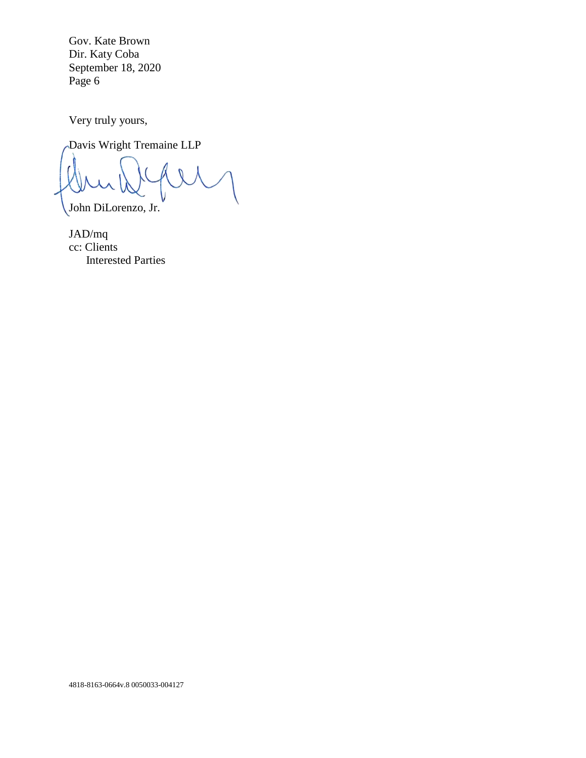Very truly yours,

Davis Wright Tremaine LLP

John DiLorenzo, Jr.

JAD/mq
cc: Clients
    Interested Parties

4818-8163-0664v.8 0050033-004127